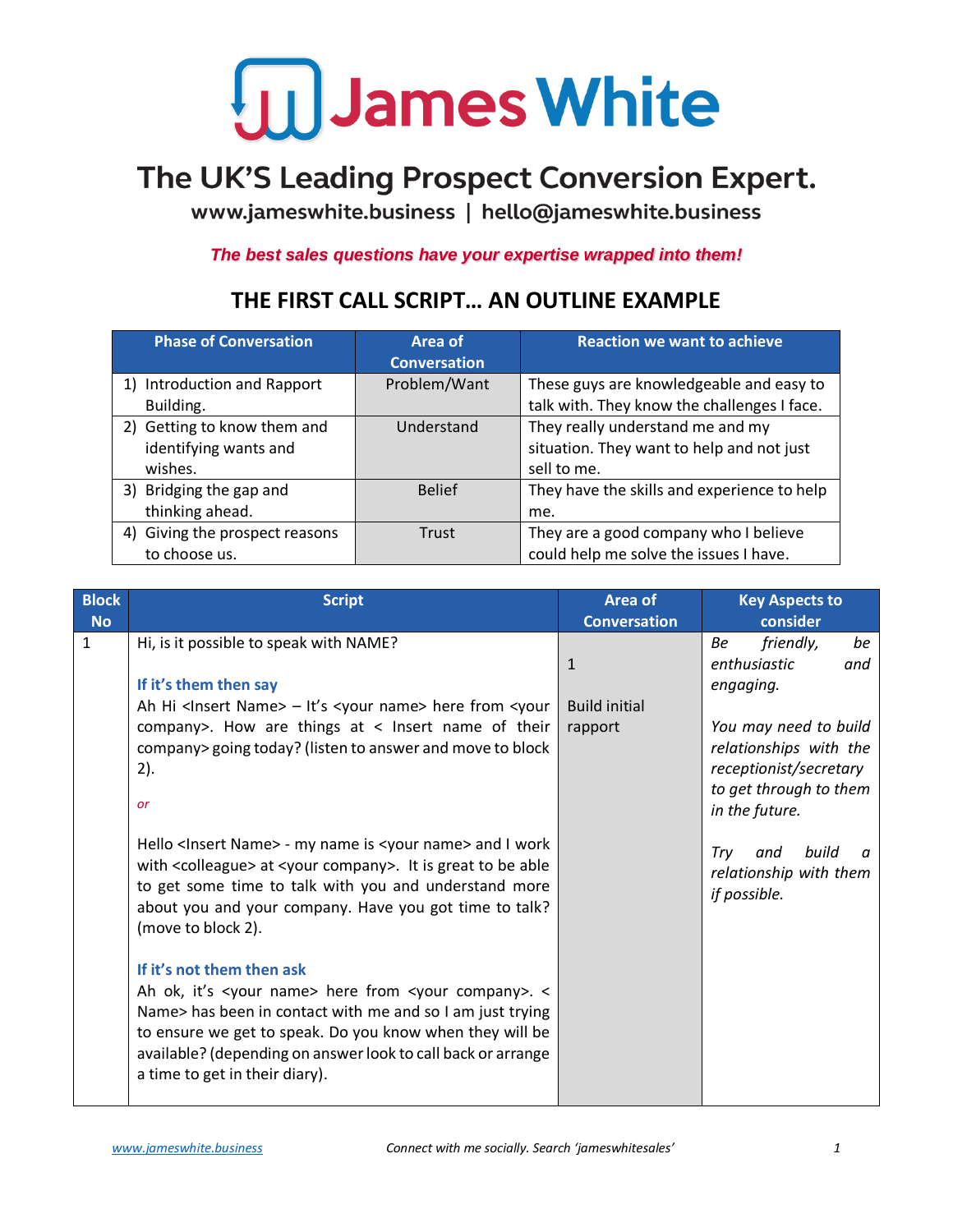# James White

## The UK'S Leading Prospect Conversion Expert.

**www.jameswhite.business | hello@jameswhite.business**

***The best sales questions have your expertise wrapped into them!***

## THE FIRST CALL SCRIPT… AN OUTLINE EXAMPLE

| Phase of Conversation | Area of Conversation | Reaction we want to achieve |
|---|---|---|
| 1) Introduction and Rapport Building. | Problem/Want | These guys are knowledgeable and easy to talk with. They know the challenges I face. |
| 2) Getting to know them and identifying wants and wishes. | Understand | They really understand me and my situation. They want to help and not just sell to me. |
| 3) Bridging the gap and thinking ahead. | Belief | They have the skills and experience to help me. |
| 4) Giving the prospect reasons to choose us. | Trust | They are a good company who I believe could help me solve the issues I have. |

| Block No | Script | Area of Conversation | Key Aspects to consider |
|---|---|---|---|
| 1 | Hi, is it possible to speak with NAME?<br><br>**If it's them then say**<br>Ah Hi <Insert Name> – It's <your name> here from <your company>. How are things at < Insert name of their company> going today? (listen to answer and move to block 2).<br><br>*or*<br><br>Hello <Insert Name> - my name is <your name> and I work with <colleague> at <your company>. It is great to be able to get some time to talk with you and understand more about you and your company. Have you got time to talk? (move to block 2).<br><br>**If it's not them then ask**<br>Ah ok, it's <your name> here from <your company>. < Name> has been in contact with me and so I am just trying to ensure we get to speak. Do you know when they will be available? (depending on answer look to call back or arrange a time to get in their diary). | 1<br><br>Build initial rapport | *Be friendly, be enthusiastic and engaging.*<br><br>*You may need to build relationships with the receptionist/secretary to get through to them in the future.*<br><br>*Try and build a relationship with them if possible.* |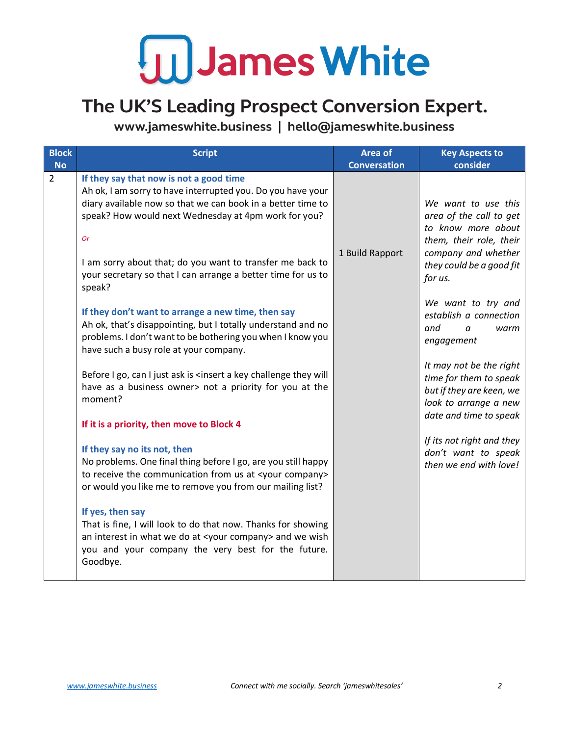# James White

## The UK'S Leading Prospect Conversion Expert.

**www.jameswhite.business | hello@jameswhite.business**

| Block No | Script | Area of Conversation | Key Aspects to consider |
|---|---|---|---|
| 2 | **If they say that now is not a good time**<br>Ah ok, I am sorry to have interrupted you. Do you have your diary available now so that we can book in a better time to speak? How would next Wednesday at 4pm work for you?<br><br>*Or*<br><br>I am sorry about that; do you want to transfer me back to your secretary so that I can arrange a better time for us to speak?<br><br>**If they don't want to arrange a new time, then say**<br>Ah ok, that's disappointing, but I totally understand and no problems. I don't want to be bothering you when I know you have such a busy role at your company.<br><br>Before I go, can I just ask is <insert a key challenge they will have as a business owner> not a priority for you at the moment?<br><br>**If it is a priority, then move to Block 4**<br><br>**If they say no its not, then**<br>No problems. One final thing before I go, are you still happy to receive the communication from us at <your company> or would you like me to remove you from our mailing list?<br><br>**If yes, then say**<br>That is fine, I will look to do that now. Thanks for showing an interest in what we do at <your company> and we wish you and your company the very best for the future. Goodbye. | 1 Build Rapport | *We want to use this area of the call to get to know more about them, their role, their company and whether they could be a good fit for us.*<br><br>*We want to try and establish a connection and a warm engagement*<br><br>*It may not be the right time for them to speak but if they are keen, we look to arrange a new date and time to speak*<br><br>*If its not right and they don't want to speak then we end with love!* |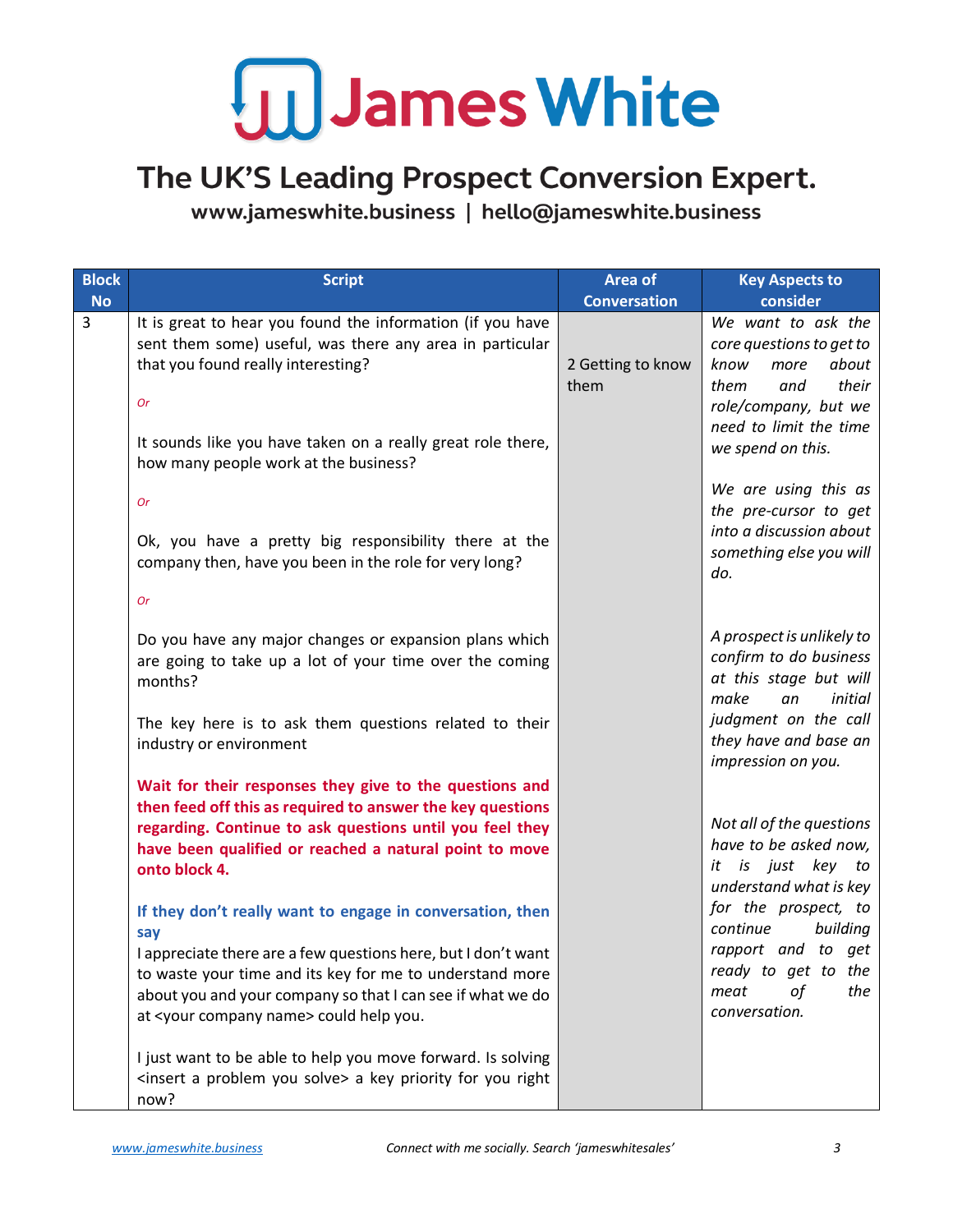# James White

## The UK'S Leading Prospect Conversion Expert.

**www.jameswhite.business | hello@jameswhite.business**

| Block No | Script | Area of Conversation | Key Aspects to consider |
|---|---|---|---|
| 3 | It is great to hear you found the information (if you have sent them some) useful, was there any area in particular that you found really interesting?<br><br>*Or*<br><br>It sounds like you have taken on a really great role there, how many people work at the business?<br><br>*Or*<br><br>Ok, you have a pretty big responsibility there at the company then, have you been in the role for very long?<br><br>*Or*<br><br>Do you have any major changes or expansion plans which are going to take up a lot of your time over the coming months?<br><br>The key here is to ask them questions related to their industry or environment<br><br>**Wait for their responses they give to the questions and then feed off this as required to answer the key questions regarding. Continue to ask questions until you feel they have been qualified or reached a natural point to move onto block 4.**<br><br>**If they don't really want to engage in conversation, then say**<br>I appreciate there are a few questions here, but I don't want to waste your time and its key for me to understand more about you and your company so that I can see if what we do at &lt;your company name&gt; could help you.<br><br>I just want to be able to help you move forward. Is solving &lt;insert a problem you solve&gt; a key priority for you right now? | 2 Getting to know them | *We want to ask the core questions to get to know more about them and their role/company, but we need to limit the time we spend on this.*<br><br>*We are using this as the pre-cursor to get into a discussion about something else you will do.*<br><br>*A prospect is unlikely to confirm to do business at this stage but will make an initial judgment on the call they have and base an impression on you.*<br><br>*Not all of the questions have to be asked now, it is just key to understand what is key for the prospect, to continue building rapport and to get ready to get to the meat of the conversation.* |

*Connect with me socially. Search 'jameswhitesales'*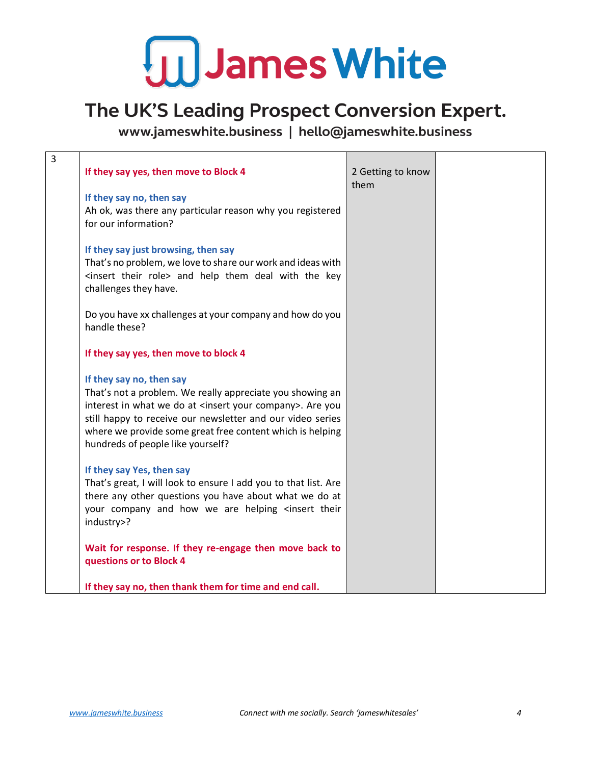| 3 | **If they say yes, then move to Block 4**<br><br>**If they say no, then say**<br>Ah ok, was there any particular reason why you registered for our information?<br><br>**If they say just browsing, then say**<br>That's no problem, we love to share our work and ideas with <insert their role> and help them deal with the key challenges they have.<br><br>Do you have xx challenges at your company and how do you handle these?<br><br>**If they say yes, then move to block 4**<br><br>**If they say no, then say**<br>That's not a problem. We really appreciate you showing an interest in what we do at <insert your company>. Are you still happy to receive our newsletter and our video series where we provide some great free content which is helping hundreds of people like yourself?<br><br>**If they say Yes, then say**<br>That's great, I will look to ensure I add you to that list. Are there any other questions you have about what we do at your company and how we are helping <insert their industry>?<br><br>**Wait for response. If they re-engage then move back to questions or to Block 4**<br><br>**If they say no, then thank them for time and end call.** | 2 Getting to know them | |
|---|---|---|---|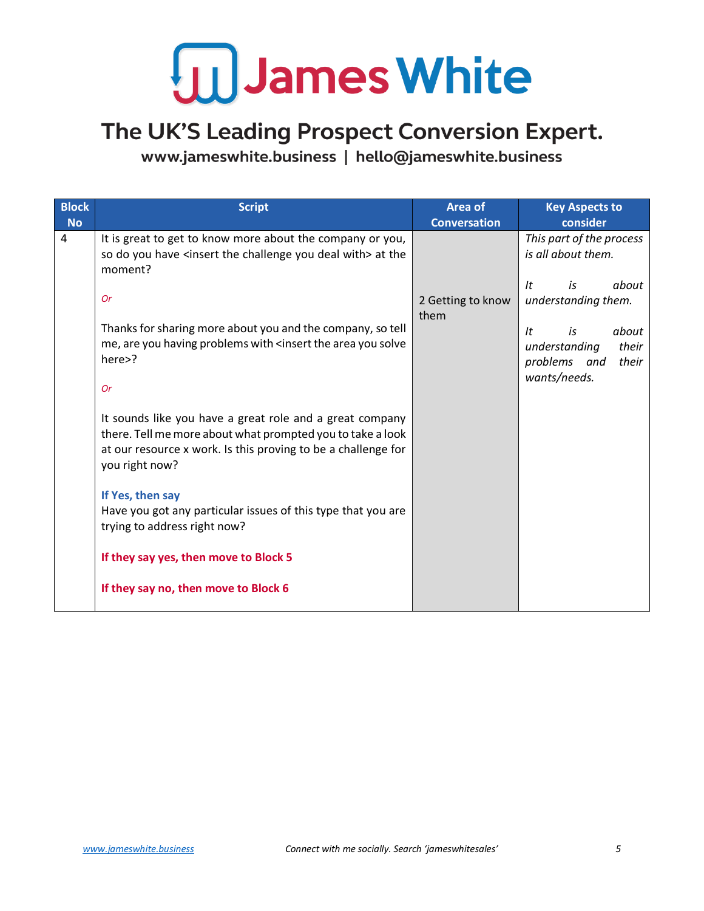# James White

## The UK'S Leading Prospect Conversion Expert.

**www.jameswhite.business | hello@jameswhite.business**

| Block No | Script | Area of Conversation | Key Aspects to consider |
|---|---|---|---|
| 4 | It is great to get to know more about the company or you, so do you have <insert the challenge you deal with> at the moment?<br><br>*Or*<br><br>Thanks for sharing more about you and the company, so tell me, are you having problems with <insert the area you solve here>?<br><br>*Or*<br><br>It sounds like you have a great role and a great company there. Tell me more about what prompted you to take a look at our resource x work. Is this proving to be a challenge for you right now?<br><br>**If Yes, then say**<br>Have you got any particular issues of this type that you are trying to address right now?<br><br>**If they say yes, then move to Block 5**<br><br>**If they say no, then move to Block 6** | 2 Getting to know them | *This part of the process is all about them.*<br><br>*It is about understanding them.*<br><br>*It is about understanding their problems and their wants/needs.* |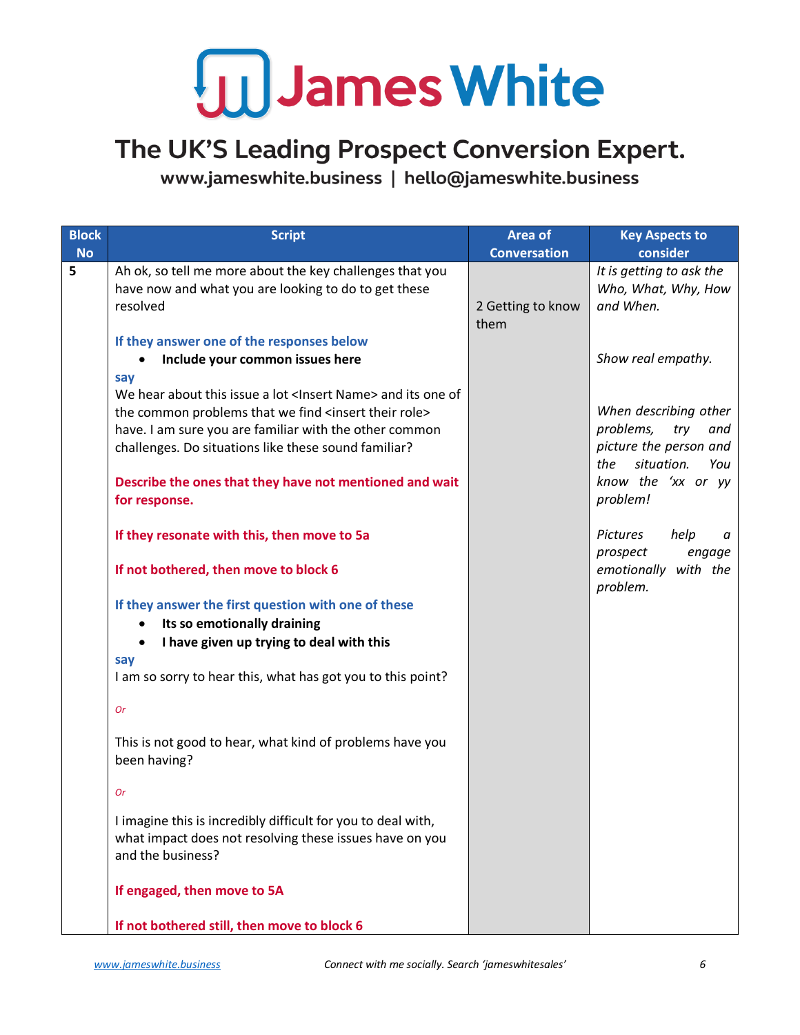# James White

## The UK'S Leading Prospect Conversion Expert.

**www.jameswhite.business | hello@jameswhite.business**

| Block No | Script | Area of Conversation | Key Aspects to consider |
|---|---|---|---|
| 5 | Ah ok, so tell me more about the key challenges that you have now and what you are looking to do to get these resolved<br><br>**If they answer one of the responses below**<br>• **Include your common issues here**<br>**say**<br>We hear about this issue a lot <Insert Name> and its one of the common problems that we find <insert their role> have. I am sure you are familiar with the other common challenges. Do situations like these sound familiar?<br><br>**Describe the ones that they have not mentioned and wait for response.**<br><br>**If they resonate with this, then move to 5a**<br><br>**If not bothered, then move to block 6**<br><br>**If they answer the first question with one of these**<br>• **Its so emotionally draining**<br>• **I have given up trying to deal with this**<br>**say**<br>I am so sorry to hear this, what has got you to this point?<br><br>*Or*<br><br>This is not good to hear, what kind of problems have you been having?<br><br>*Or*<br><br>I imagine this is incredibly difficult for you to deal with, what impact does not resolving these issues have on you and the business?<br><br>**If engaged, then move to 5A**<br><br>**If not bothered still, then move to block 6** | 2 Getting to know them | *It is getting to ask the Who, What, Why, How and When.*<br><br>*Show real empathy.*<br><br>*When describing other problems, try and picture the person and the situation. You know the 'xx or yy problem!*<br><br>*Pictures help a prospect engage emotionally with the problem.* |

[www.jameswhite.business](http://www.jameswhite.business) — *Connect with me socially. Search 'jameswhitesales'*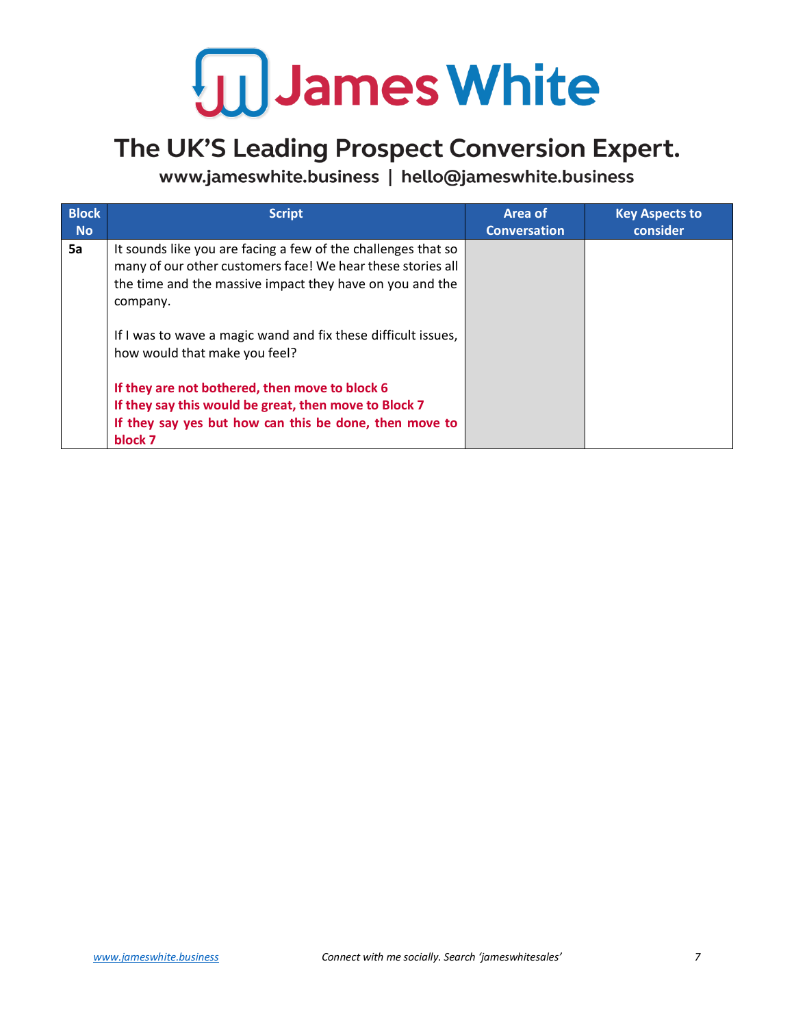# James White

## The UK'S Leading Prospect Conversion Expert.

**www.jameswhite.business | hello@jameswhite.business**

| Block No | Script | Area of Conversation | Key Aspects to consider |
|---|---|---|---|
| **5a** | It sounds like you are facing a few of the challenges that so many of our other customers face! We hear these stories all the time and the massive impact they have on you and the company.<br><br>If I was to wave a magic wand and fix these difficult issues, how would that make you feel?<br><br>**If they are not bothered, then move to block 6**<br>**If they say this would be great, then move to Block 7**<br>**If they say yes but how can this be done, then move to block 7** | | |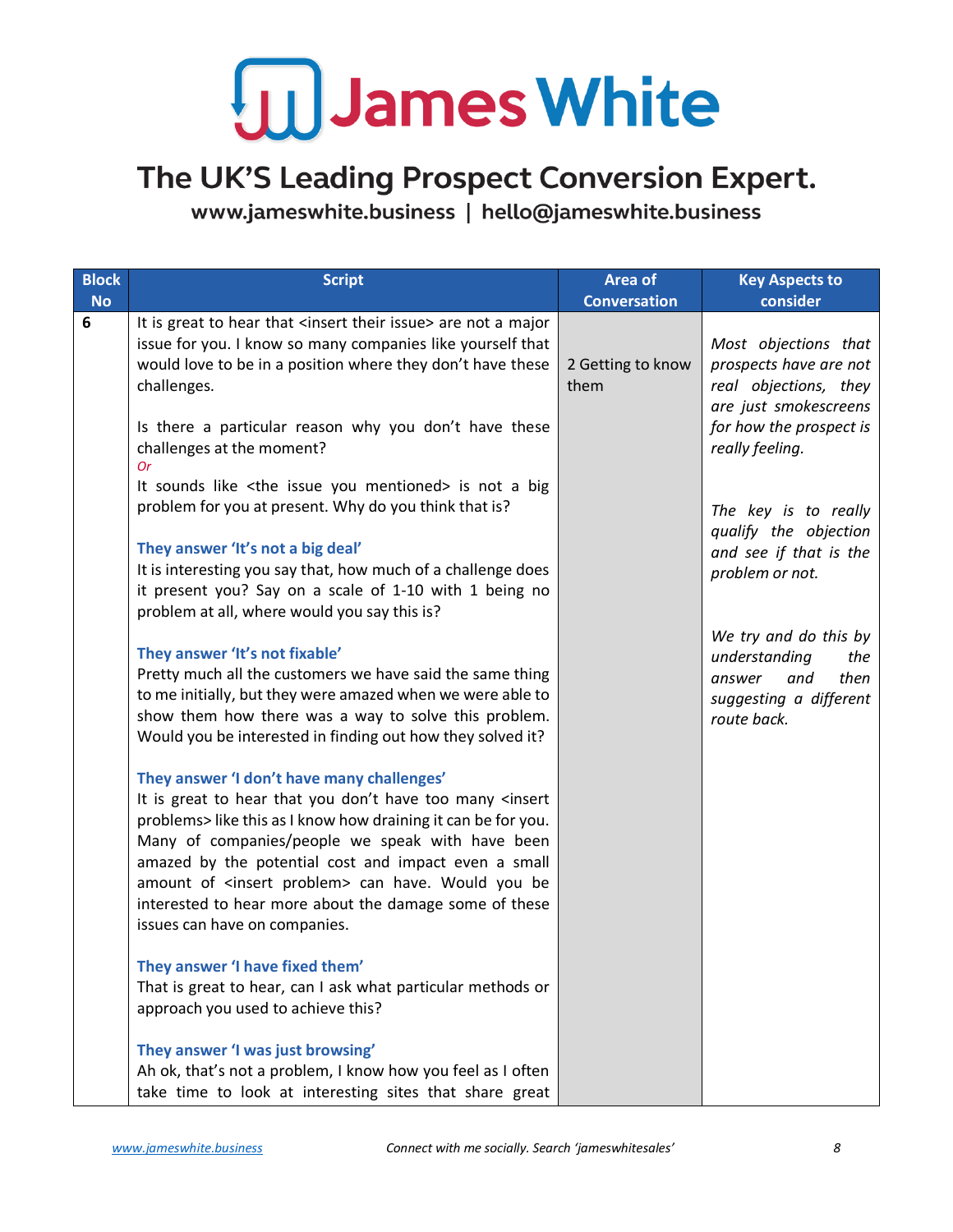# James White

## The UK'S Leading Prospect Conversion Expert.

**www.jameswhite.business | hello@jameswhite.business**

| Block No | Script | Area of Conversation | Key Aspects to consider |
|---|---|---|---|
| 6 | It is great to hear that <insert their issue> are not a major issue for you. I know so many companies like yourself that would love to be in a position where they don't have these challenges.<br><br>Is there a particular reason why you don't have these challenges at the moment?<br>*Or*<br>It sounds like <the issue you mentioned> is not a big problem for you at present. Why do you think that is?<br><br>**They answer 'It's not a big deal'**<br>It is interesting you say that, how much of a challenge does it present you? Say on a scale of 1-10 with 1 being no problem at all, where would you say this is?<br><br>**They answer 'It's not fixable'**<br>Pretty much all the customers we have said the same thing to me initially, but they were amazed when we were able to show them how there was a way to solve this problem. Would you be interested in finding out how they solved it?<br><br>**They answer 'I don't have many challenges'**<br>It is great to hear that you don't have too many <insert problems> like this as I know how draining it can be for you. Many of companies/people we speak with have been amazed by the potential cost and impact even a small amount of <insert problem> can have. Would you be interested to hear more about the damage some of these issues can have on companies.<br><br>**They answer 'I have fixed them'**<br>That is great to hear, can I ask what particular methods or approach you used to achieve this?<br><br>**They answer 'I was just browsing'**<br>Ah ok, that's not a problem, I know how you feel as I often take time to look at interesting sites that share great | 2 Getting to know them | *Most objections that prospects have are not real objections, they are just smokescreens for how the prospect is really feeling.*<br><br>*The key is to really qualify the objection and see if that is the problem or not.*<br><br>*We try and do this by understanding the answer and then suggesting a different route back.* |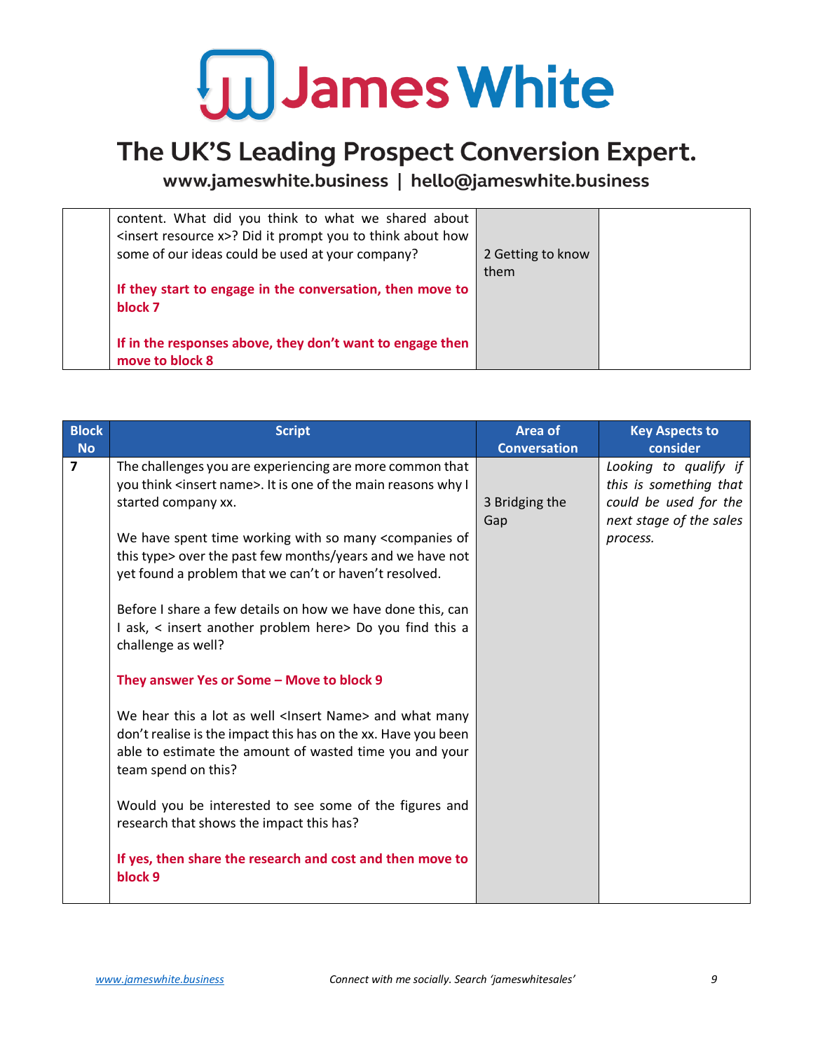| | | | |
|---|---|---|---|
| | content. What did you think to what we shared about <insert resource x>? Did it prompt you to think about how some of our ideas could be used at your company?<br><br>**If they start to engage in the conversation, then move to block 7**<br><br>**If in the responses above, they don't want to engage then move to block 8** | 2 Getting to know them | |

| Block No | Script | Area of Conversation | Key Aspects to consider |
|---|---|---|---|
| **7** | The challenges you are experiencing are more common that you think <insert name>. It is one of the main reasons why I started company xx.<br><br>We have spent time working with so many <companies of this type> over the past few months/years and we have not yet found a problem that we can't or haven't resolved.<br><br>Before I share a few details on how we have done this, can I ask, < insert another problem here> Do you find this a challenge as well?<br><br>**They answer Yes or Some – Move to block 9**<br><br>We hear this a lot as well <Insert Name> and what many don't realise is the impact this has on the xx. Have you been able to estimate the amount of wasted time you and your team spend on this?<br><br>Would you be interested to see some of the figures and research that shows the impact this has?<br><br>**If yes, then share the research and cost and then move to block 9** | 3 Bridging the Gap | *Looking to qualify if this is something that could be used for the next stage of the sales process.* |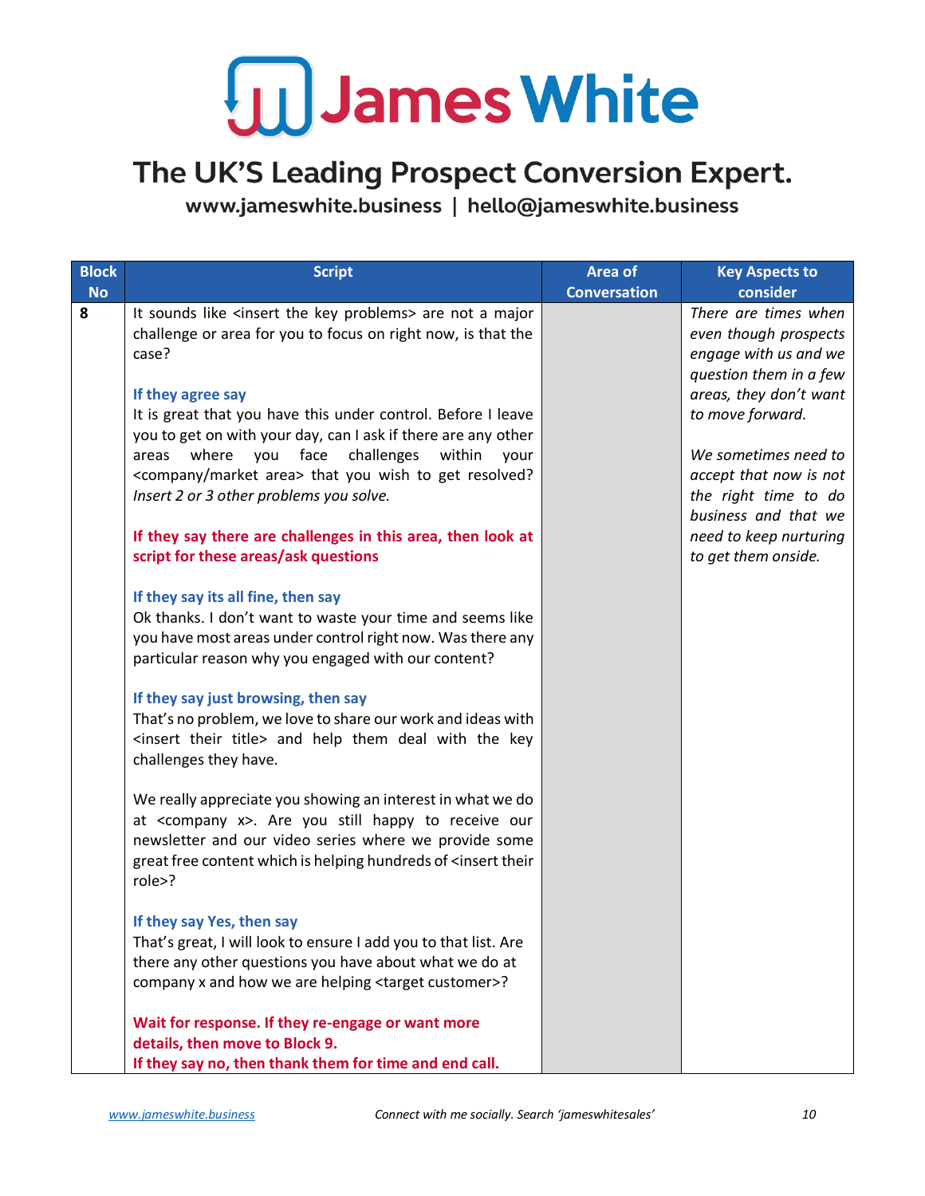# James White

## The UK'S Leading Prospect Conversion Expert.

**www.jameswhite.business | hello@jameswhite.business**

| Block No | Script | Area of Conversation | Key Aspects to consider |
|---|---|---|---|
| **8** | It sounds like <insert the key problems> are not a major challenge or area for you to focus on right now, is that the case?<br><br>**If they agree say**<br>It is great that you have this under control. Before I leave you to get on with your day, can I ask if there are any other areas where you face challenges within your <company/market area> that you wish to get resolved? *Insert 2 or 3 other problems you solve.*<br><br>**If they say there are challenges in this area, then look at script for these areas/ask questions**<br><br>**If they say its all fine, then say**<br>Ok thanks. I don't want to waste your time and seems like you have most areas under control right now. Was there any particular reason why you engaged with our content?<br><br>**If they say just browsing, then say**<br>That's no problem, we love to share our work and ideas with <insert their title> and help them deal with the key challenges they have.<br><br>We really appreciate you showing an interest in what we do at <company x>. Are you still happy to receive our newsletter and our video series where we provide some great free content which is helping hundreds of <insert their role>?<br><br>**If they say Yes, then say**<br>That's great, I will look to ensure I add you to that list. Are there any other questions you have about what we do at company x and how we are helping <target customer>?<br><br>**Wait for response. If they re-engage or want more details, then move to Block 9.**<br>**If they say no, then thank them for time and end call.** | | *There are times when even though prospects engage with us and we question them in a few areas, they don't want to move forward.*<br><br>*We sometimes need to accept that now is not the right time to do business and that we need to keep nurturing to get them onside.* |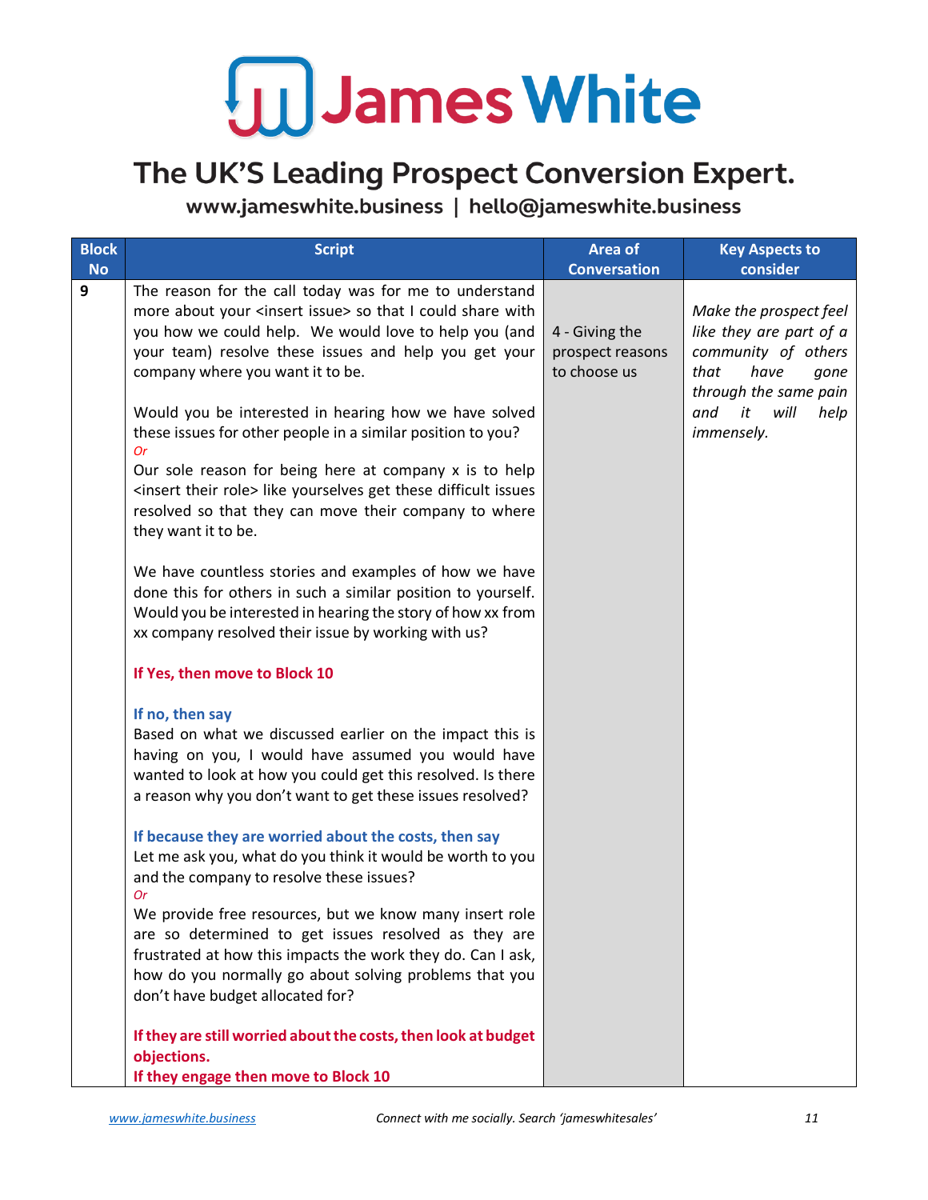# James White

## The UK'S Leading Prospect Conversion Expert.

**www.jameswhite.business | hello@jameswhite.business**

| Block No | Script | Area of Conversation | Key Aspects to consider |
|---|---|---|---|
| 9 | The reason for the call today was for me to understand more about your <insert issue> so that I could share with you how we could help. We would love to help you (and your team) resolve these issues and help you get your company where you want it to be.<br><br>Would you be interested in hearing how we have solved these issues for other people in a similar position to you?<br>*Or*<br>Our sole reason for being here at company x is to help <insert their role> like yourselves get these difficult issues resolved so that they can move their company to where they want it to be.<br><br>We have countless stories and examples of how we have done this for others in such a similar position to yourself. Would you be interested in hearing the story of how xx from xx company resolved their issue by working with us?<br><br>**If Yes, then move to Block 10**<br><br>**If no, then say**<br>Based on what we discussed earlier on the impact this is having on you, I would have assumed you would have wanted to look at how you could get this resolved. Is there a reason why you don't want to get these issues resolved?<br><br>**If because they are worried about the costs, then say**<br>Let me ask you, what do you think it would be worth to you and the company to resolve these issues?<br>*Or*<br>We provide free resources, but we know many insert role are so determined to get issues resolved as they are frustrated at how this impacts the work they do. Can I ask, how do you normally go about solving problems that you don't have budget allocated for?<br><br>**If they are still worried about the costs, then look at budget objections.**<br>**If they engage then move to Block 10** | 4 - Giving the prospect reasons to choose us | *Make the prospect feel like they are part of a community of others that have gone through the same pain and it will help immensely.* |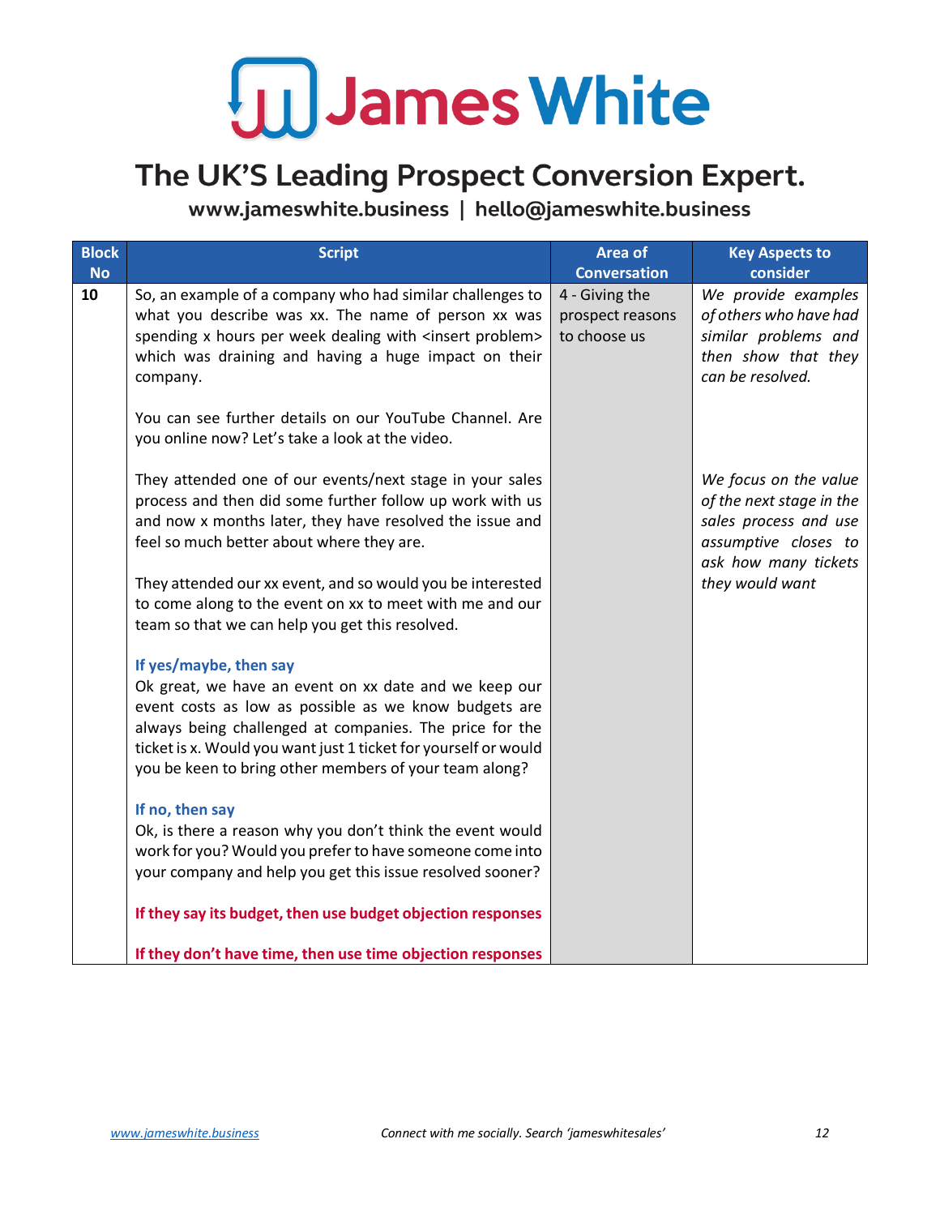# James White

## The UK'S Leading Prospect Conversion Expert.

**www.jameswhite.business | hello@jameswhite.business**

| Block No | Script | Area of Conversation | Key Aspects to consider |
|---|---|---|---|
| **10** | So, an example of a company who had similar challenges to what you describe was xx. The name of person xx was spending x hours per week dealing with <insert problem> which was draining and having a huge impact on their company.<br><br>You can see further details on our YouTube Channel. Are you online now? Let's take a look at the video.<br><br>They attended one of our events/next stage in your sales process and then did some further follow up work with us and now x months later, they have resolved the issue and feel so much better about where they are.<br><br>They attended our xx event, and so would you be interested to come along to the event on xx to meet with me and our team so that we can help you get this resolved.<br><br>**If yes/maybe, then say**<br>Ok great, we have an event on xx date and we keep our event costs as low as possible as we know budgets are always being challenged at companies. The price for the ticket is x. Would you want just 1 ticket for yourself or would you be keen to bring other members of your team along?<br><br>**If no, then say**<br>Ok, is there a reason why you don't think the event would work for you? Would you prefer to have someone come into your company and help you get this issue resolved sooner?<br><br>**If they say its budget, then use budget objection responses**<br><br>**If they don't have time, then use time objection responses** | 4 - Giving the prospect reasons to choose us | *We provide examples of others who have had similar problems and then show that they can be resolved.*<br><br>*We focus on the value of the next stage in the sales process and use assumptive closes to ask how many tickets they would want* |

www.jameswhite.business | *Connect with me socially. Search 'jameswhitesales'*